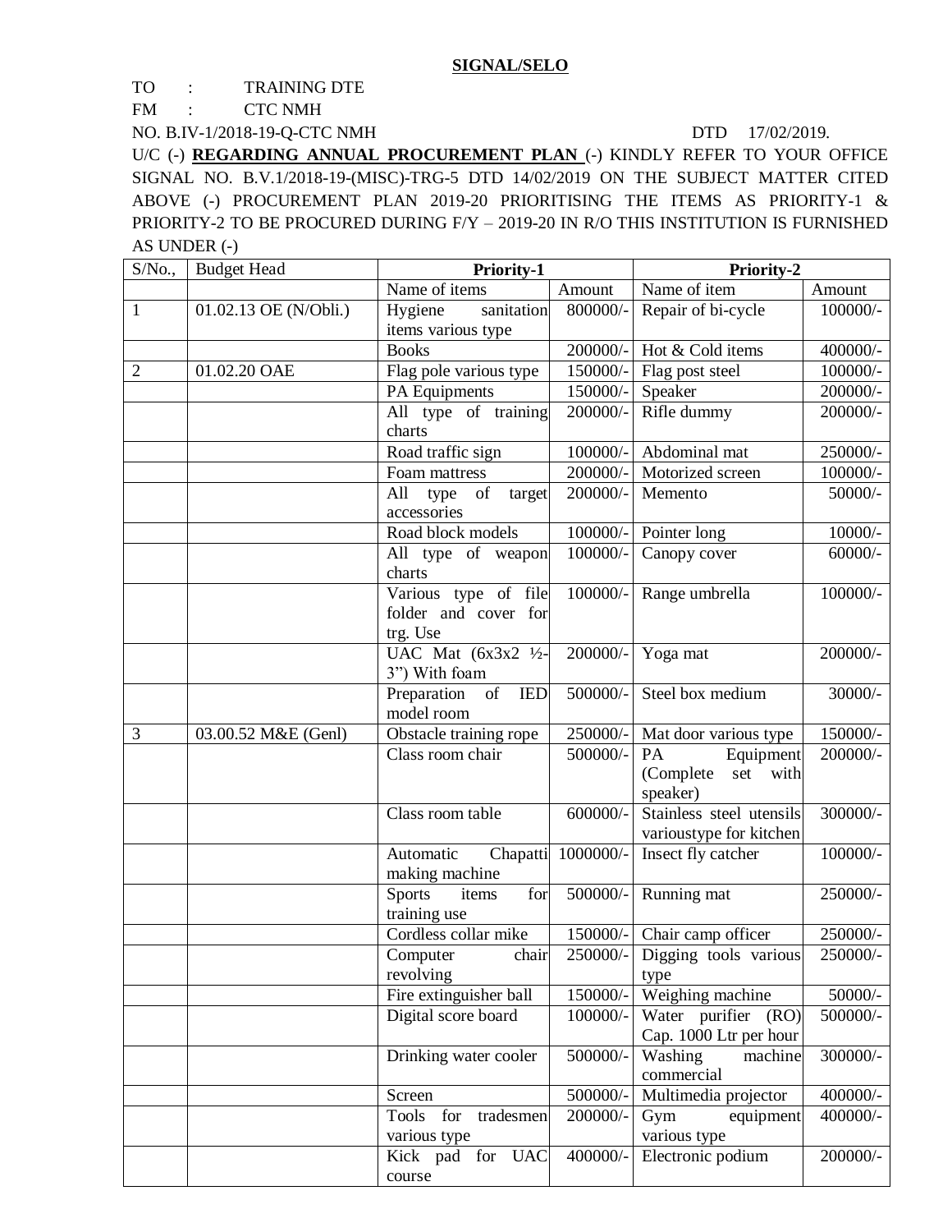**SIGNAL/SELO**

TO : TRAINING DTE

FM : CTC NMH

NO. B.IV-1/2018-19-Q-CTC NMH DTD 17/02/2019.

U/C (-) **REGARDING ANNUAL PROCUREMENT PLAN** (-) KINDLY REFER TO YOUR OFFICE SIGNAL NO. B.V.1/2018-19-(MISC)-TRG-5 DTD 14/02/2019 ON THE SUBJECT MATTER CITED ABOVE (-) PROCUREMENT PLAN 2019-20 PRIORITISING THE ITEMS AS PRIORITY-1 & PRIORITY-2 TO BE PROCURED DURING F/Y – 2019-20 IN R/O THIS INSTITUTION IS FURNISHED AS UNDER (-)

| S/No., | Budget Head | **Priority-1** | | **Priority-2** | |
|---|---|---|---|---|---|
| | | Name of items | Amount | Name of item | Amount |
| 1 | 01.02.13 OE (N/Obli.) | Hygiene sanitation items various type | 800000/- | Repair of bi-cycle | 100000/- |
| | | Books | 200000/- | Hot & Cold items | 400000/- |
| 2 | 01.02.20 OAE | Flag pole various type | 150000/- | Flag post steel | 100000/- |
| | | PA Equipments | 150000/- | Speaker | 200000/- |
| | | All type of training charts | 200000/- | Rifle dummy | 200000/- |
| | | Road traffic sign | 100000/- | Abdominal mat | 250000/- |
| | | Foam mattress | 200000/- | Motorized screen | 100000/- |
| | | All type of target accessories | 200000/- | Memento | 50000/- |
| | | Road block models | 100000/- | Pointer long | 10000/- |
| | | All type of weapon charts | 100000/- | Canopy cover | 60000/- |
| | | Various type of file folder and cover for trg. Use | 100000/- | Range umbrella | 100000/- |
| | | UAC Mat (6x3x2 ½-3") With foam | 200000/- | Yoga mat | 200000/- |
| | | Preparation of IED model room | 500000/- | Steel box medium | 30000/- |
| 3 | 03.00.52 M&E (Genl) | Obstacle training rope | 250000/- | Mat door various type | 150000/- |
| | | Class room chair | 500000/- | PA Equipment (Complete set with speaker) | 200000/- |
| | | Class room table | 600000/- | Stainless steel utensils varioustype for kitchen | 300000/- |
| | | Automatic Chapatti making machine | 1000000/- | Insect fly catcher | 100000/- |
| | | Sports items for training use | 500000/- | Running mat | 250000/- |
| | | Cordless collar mike | 150000/- | Chair camp officer | 250000/- |
| | | Computer chair revolving | 250000/- | Digging tools various type | 250000/- |
| | | Fire extinguisher ball | 150000/- | Weighing machine | 50000/- |
| | | Digital score board | 100000/- | Water purifier (RO) Cap. 1000 Ltr per hour | 500000/- |
| | | Drinking water cooler | 500000/- | Washing machine commercial | 300000/- |
| | | Screen | 500000/- | Multimedia projector | 400000/- |
| | | Tools for tradesmen various type | 200000/- | Gym equipment various type | 400000/- |
| | | Kick pad for UAC course | 400000/- | Electronic podium | 200000/- |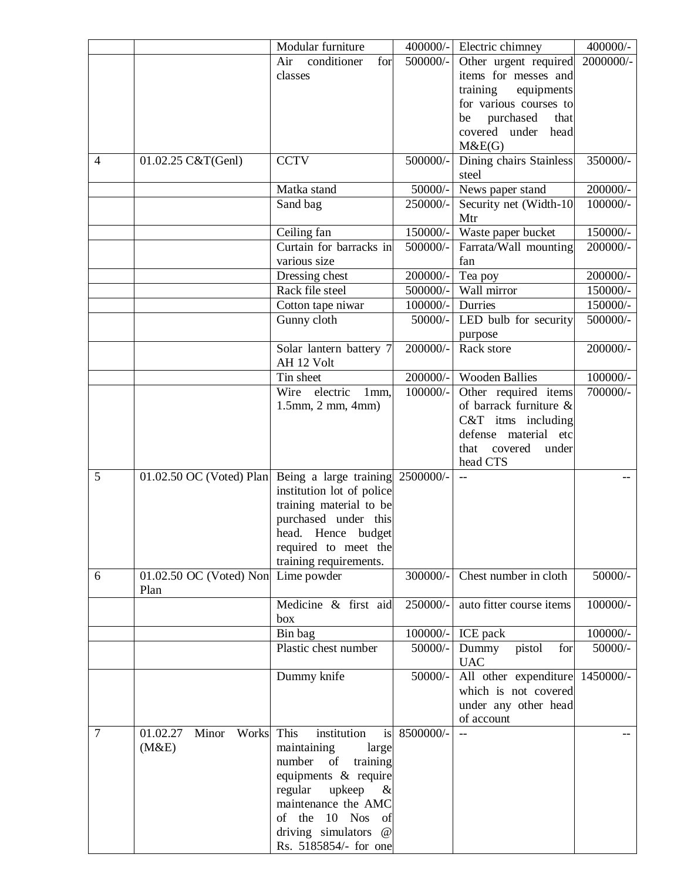| | | Modular furniture | 400000/- | Electric chimney | 400000/- |
|---|---|---|---|---|---|
| | | Air conditioner for classes | 500000/- | Other urgent required items for messes and training equipments for various courses to be purchased that covered under head M&E(G) | 2000000/- |
| 4 | 01.02.25 C&T(Genl) | CCTV | 500000/- | Dining chairs Stainless steel | 350000/- |
| | | Matka stand | 50000/- | News paper stand | 200000/- |
| | | Sand bag | 250000/- | Security net (Width-10 Mtr | 100000/- |
| | | Ceiling fan | 150000/- | Waste paper bucket | 150000/- |
| | | Curtain for barracks in various size | 500000/- | Farrata/Wall mounting fan | 200000/- |
| | | Dressing chest | 200000/- | Tea poy | 200000/- |
| | | Rack file steel | 500000/- | Wall mirror | 150000/- |
| | | Cotton tape niwar | 100000/- | Durries | 150000/- |
| | | Gunny cloth | 50000/- | LED bulb for security purpose | 500000/- |
| | | Solar lantern battery 7 AH 12 Volt | 200000/- | Rack store | 200000/- |
| | | Tin sheet | 200000/- | Wooden Ballies | 100000/- |
| | | Wire electric 1mm, 1.5mm, 2 mm, 4mm) | 100000/- | Other required items of barrack furniture & C&T itms including defense material etc that covered under head CTS | 700000/- |
| 5 | 01.02.50 OC (Voted) Plan | Being a large training institution lot of police training material to be purchased under this head. Hence budget required to meet the training requirements. | 2500000/- | -- | -- |
| 6 | 01.02.50 OC (Voted) Non Plan | Lime powder | 300000/- | Chest number in cloth | 50000/- |
| | | Medicine & first aid box | 250000/- | auto fitter course items | 100000/- |
| | | Bin bag | 100000/- | ICE pack | 100000/- |
| | | Plastic chest number | 50000/- | Dummy pistol for UAC | 50000/- |
| | | Dummy knife | 50000/- | All other expenditure which is not covered under any other head of account | 1450000/- |
| 7 | 01.02.27 Minor Works (M&E) | This institution is maintaining large number of training equipments & require regular upkeep & maintenance the AMC of the 10 Nos of driving simulators @ Rs. 5185854/- for one | 8500000/- | -- | -- |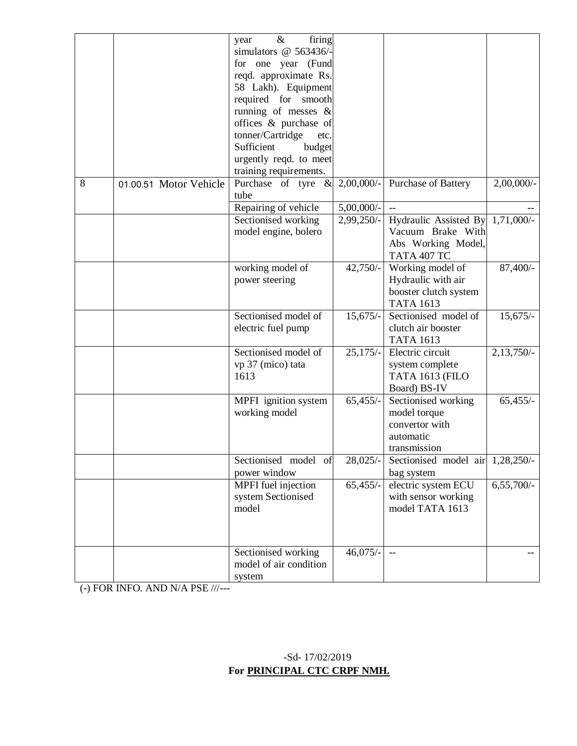| | | | | | |
|---|---|---|---|---|---|
| | | year & firing simulators @ 563436/- for one year (Fund reqd. approximate Rs. 58 Lakh). Equipment required for smooth running of messes & offices & purchase of tonner/Cartridge etc. Sufficient budget urgently reqd. to meet training requirements. | | | |
| 8 | 01.00.51 Motor Vehicle | Purchase of tyre & tube | 2,00,000/- | Purchase of Battery | 2,00,000/- |
| | | Repairing of vehicle | 5,00,000/- | -- | -- |
| | | Sectionised working model engine, bolero | 2,99,250/- | Hydraulic Assisted By Vacuum Brake With Abs Working Model, TATA 407 TC | 1,71,000/- |
| | | working model of power steering | 42,750/- | Working model of Hydraulic with air booster clutch system TATA 1613 | 87,400/- |
| | | Sectionised model of electric fuel pump | 15,675/- | Sectionised model of clutch air booster TATA 1613 | 15,675/- |
| | | Sectionised model of vp 37 (mico) tata 1613 | 25,175/- | Electric circuit system complete TATA 1613 (FILO Board) BS-IV | 2,13,750/- |
| | | MPFI ignition system working model | 65,455/- | Sectionised working model torque convertor with automatic transmission | 65,455/- |
| | | Sectionised model of power window | 28,025/- | Sectionised model air bag system | 1,28,250/- |
| | | MPFI fuel injection system Sectionised model | 65,455/- | electric system ECU with sensor working model TATA 1613 | 6,55,700/- |
| | | Sectionised working model of air condition system | 46,075/- | -- | -- |

(-) FOR INFO. AND N/A PSE ///---

-Sd- 17/02/2019

**For PRINCIPAL CTC CRPF NMH.**